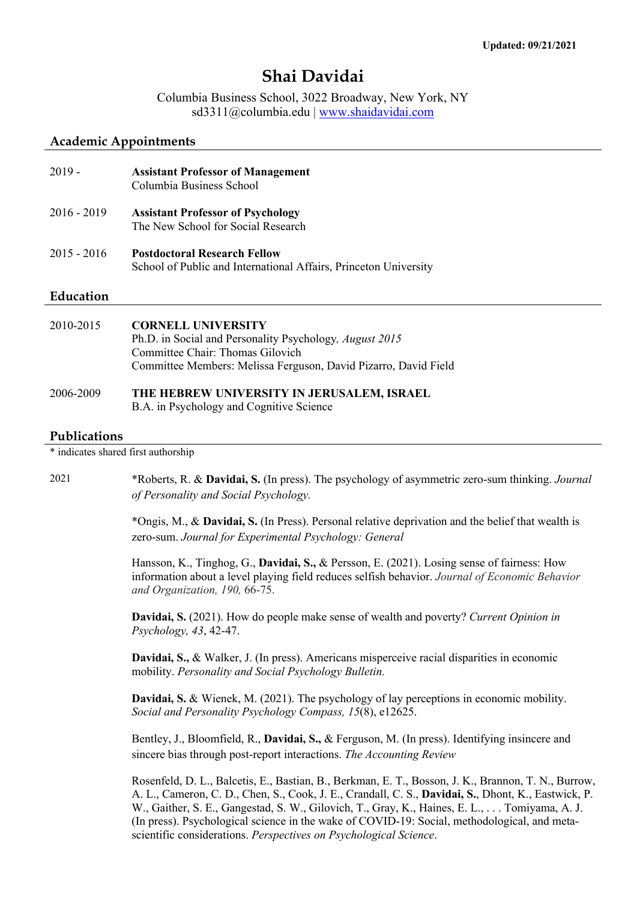Updated: 09/21/2021

# Shai Davidai

Columbia Business School, 3022 Broadway, New York, NY
sd3311@columbia.edu | www.shaidavidai.com

## Academic Appointments

2019 - **Assistant Professor of Management**
Columbia Business School

2016 - 2019 **Assistant Professor of Psychology**
The New School for Social Research

2015 - 2016 **Postdoctoral Research Fellow**
School of Public and International Affairs, Princeton University

## Education

2010-2015 **CORNELL UNIVERSITY**
Ph.D. in Social and Personality Psychology*, August 2015*
Committee Chair: Thomas Gilovich
Committee Members: Melissa Ferguson, David Pizarro, David Field

2006-2009 **THE HEBREW UNIVERSITY IN JERUSALEM, ISRAEL**
B.A. in Psychology and Cognitive Science

## Publications

* indicates shared first authorship

2021

*Roberts, R. & **Davidai, S.** (In press). The psychology of asymmetric zero-sum thinking. *Journal of Personality and Social Psychology.*

*Ongis, M., & **Davidai, S.** (In Press). Personal relative deprivation and the belief that wealth is zero-sum. *Journal for Experimental Psychology: General*

Hansson, K., Tinghog, G., **Davidai, S.,** & Persson, E. (2021). Losing sense of fairness: How information about a level playing field reduces selfish behavior. *Journal of Economic Behavior and Organization, 190,* 66-75.

**Davidai, S.** (2021). How do people make sense of wealth and poverty? *Current Opinion in Psychology, 43*, 42-47.

**Davidai, S.,** & Walker, J. (In press). Americans misperceive racial disparities in economic mobility. *Personality and Social Psychology Bulletin.*

**Davidai, S.** & Wienek, M. (2021). The psychology of lay perceptions in economic mobility. *Social and Personality Psychology Compass, 15*(8), e12625.

Bentley, J., Bloomfield, R., **Davidai, S.,** & Ferguson, M. (In press). Identifying insincere and sincere bias through post-report interactions. *The Accounting Review*

Rosenfeld, D. L., Balcetis, E., Bastian, B., Berkman, E. T., Bosson, J. K., Brannon, T. N., Burrow, A. L., Cameron, C. D., Chen, S., Cook, J. E., Crandall, C. S., **Davidai, S.**, Dhont, K., Eastwick, P. W., Gaither, S. E., Gangestad, S. W., Gilovich, T., Gray, K., Haines, E. L., . . . Tomiyama, A. J. (In press). Psychological science in the wake of COVID-19: Social, methodological, and meta-scientific considerations. *Perspectives on Psychological Science*.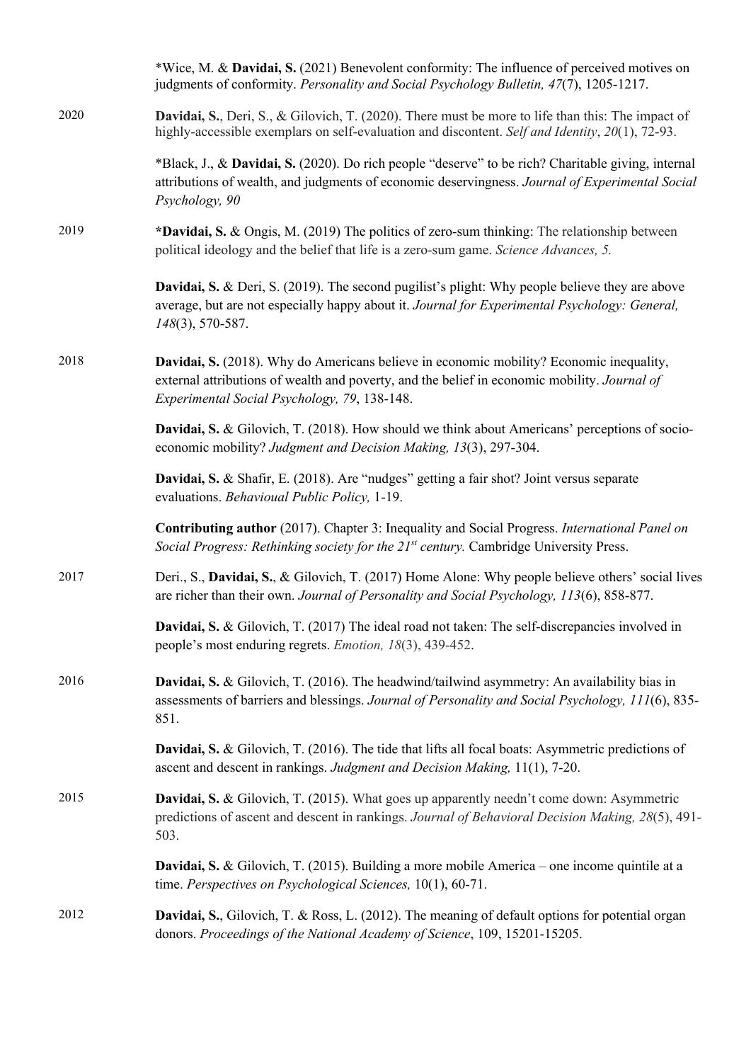*Wice, M. & **Davidai, S.** (2021) Benevolent conformity: The influence of perceived motives on judgments of conformity. *Personality and Social Psychology Bulletin, 47*(7), 1205-1217.

2020

**Davidai, S.**, Deri, S., & Gilovich, T. (2020). There must be more to life than this: The impact of highly-accessible exemplars on self-evaluation and discontent. *Self and Identity*, *20*(1), 72-93.

*Black, J., & **Davidai, S.** (2020). Do rich people "deserve" to be rich? Charitable giving, internal attributions of wealth, and judgments of economic deservingness. *Journal of Experimental Social Psychology, 90*

2019

***Davidai, S.** & Ongis, M. (2019) The politics of zero-sum thinking: The relationship between political ideology and the belief that life is a zero-sum game. *Science Advances, 5.*

**Davidai, S.** & Deri, S. (2019). The second pugilist's plight: Why people believe they are above average, but are not especially happy about it. *Journal for Experimental Psychology: General, 148*(3), 570-587.

2018

**Davidai, S.** (2018). Why do Americans believe in economic mobility? Economic inequality, external attributions of wealth and poverty, and the belief in economic mobility. *Journal of Experimental Social Psychology, 79*, 138-148.

**Davidai, S.** & Gilovich, T. (2018). How should we think about Americans' perceptions of socio-economic mobility? *Judgment and Decision Making, 13*(3), 297-304.

**Davidai, S.** & Shafir, E. (2018). Are "nudges" getting a fair shot? Joint versus separate evaluations. *Behavioual Public Policy,* 1-19.

**Contributing author** (2017). Chapter 3: Inequality and Social Progress. *International Panel on Social Progress: Rethinking society for the 21st century.* Cambridge University Press.

2017

Deri., S., **Davidai, S.**, & Gilovich, T. (2017) Home Alone: Why people believe others' social lives are richer than their own. *Journal of Personality and Social Psychology, 113*(6), 858-877.

**Davidai, S.** & Gilovich, T. (2017) The ideal road not taken: The self-discrepancies involved in people's most enduring regrets. *Emotion, 18*(3), 439-452.

2016

**Davidai, S.** & Gilovich, T. (2016). The headwind/tailwind asymmetry: An availability bias in assessments of barriers and blessings. *Journal of Personality and Social Psychology, 111*(6), 835-851.

**Davidai, S.** & Gilovich, T. (2016). The tide that lifts all focal boats: Asymmetric predictions of ascent and descent in rankings. *Judgment and Decision Making,* 11(1), 7-20.

2015

**Davidai, S.** & Gilovich, T. (2015). What goes up apparently needn't come down: Asymmetric predictions of ascent and descent in rankings. *Journal of Behavioral Decision Making, 28*(5), 491-503.

**Davidai, S.** & Gilovich, T. (2015). Building a more mobile America – one income quintile at a time. *Perspectives on Psychological Sciences,* 10(1), 60-71.

2012

**Davidai, S.**, Gilovich, T. & Ross, L. (2012). The meaning of default options for potential organ donors. *Proceedings of the National Academy of Science*, 109, 15201-15205.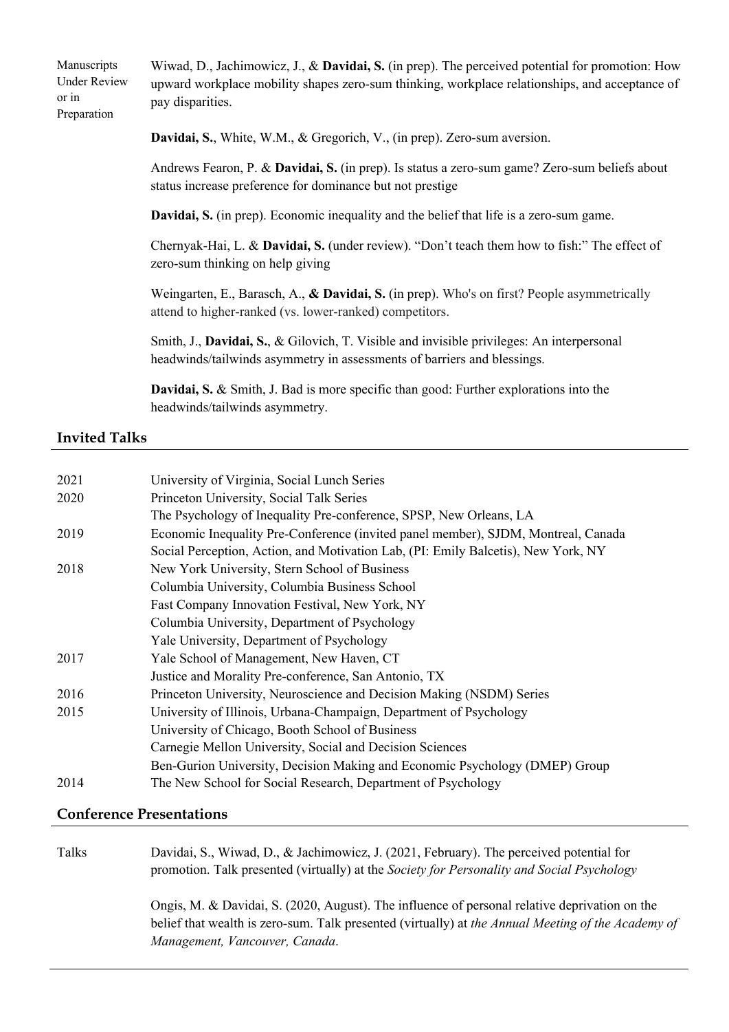Manuscripts Under Review or in Preparation

Wiwad, D., Jachimowicz, J., & **Davidai, S.** (in prep). The perceived potential for promotion: How upward workplace mobility shapes zero-sum thinking, workplace relationships, and acceptance of pay disparities.

**Davidai, S.**, White, W.M., & Gregorich, V., (in prep). Zero-sum aversion.

Andrews Fearon, P. & **Davidai, S.** (in prep). Is status a zero-sum game? Zero-sum beliefs about status increase preference for dominance but not prestige

**Davidai, S.** (in prep). Economic inequality and the belief that life is a zero-sum game.

Chernyak-Hai, L. & **Davidai, S.** (under review). "Don't teach them how to fish:" The effect of zero-sum thinking on help giving

Weingarten, E., Barasch, A., **& Davidai, S.** (in prep). Who's on first? People asymmetrically attend to higher-ranked (vs. lower-ranked) competitors.

Smith, J., **Davidai, S.**, & Gilovich, T. Visible and invisible privileges: An interpersonal headwinds/tailwinds asymmetry in assessments of barriers and blessings.

**Davidai, S.** & Smith, J. Bad is more specific than good: Further explorations into the headwinds/tailwinds asymmetry.

## Invited Talks

2021 University of Virginia, Social Lunch Series

2020 Princeton University, Social Talk Series
The Psychology of Inequality Pre-conference, SPSP, New Orleans, LA

2019 Economic Inequality Pre-Conference (invited panel member), SJDM, Montreal, Canada
Social Perception, Action, and Motivation Lab, (PI: Emily Balcetis), New York, NY

2018 New York University, Stern School of Business
Columbia University, Columbia Business School
Fast Company Innovation Festival, New York, NY
Columbia University, Department of Psychology
Yale University, Department of Psychology

2017 Yale School of Management, New Haven, CT
Justice and Morality Pre-conference, San Antonio, TX

2016 Princeton University, Neuroscience and Decision Making (NSDM) Series

2015 University of Illinois, Urbana-Champaign, Department of Psychology
University of Chicago, Booth School of Business
Carnegie Mellon University, Social and Decision Sciences
Ben-Gurion University, Decision Making and Economic Psychology (DMEP) Group

2014 The New School for Social Research, Department of Psychology

## Conference Presentations

Talks

Davidai, S., Wiwad, D., & Jachimowicz, J. (2021, February). The perceived potential for promotion. Talk presented (virtually) at the *Society for Personality and Social Psychology*

Ongis, M. & Davidai, S. (2020, August). The influence of personal relative deprivation on the belief that wealth is zero-sum. Talk presented (virtually) at *the Annual Meeting of the Academy of Management, Vancouver, Canada*.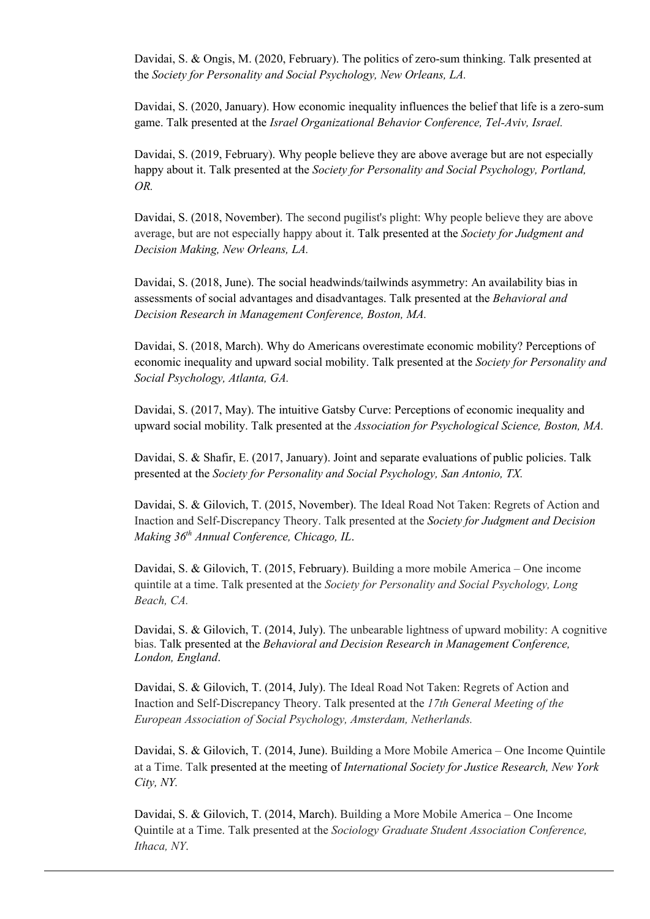Davidai, S. & Ongis, M. (2020, February). The politics of zero-sum thinking. Talk presented at the *Society for Personality and Social Psychology, New Orleans, LA.*

Davidai, S. (2020, January). How economic inequality influences the belief that life is a zero-sum game. Talk presented at the *Israel Organizational Behavior Conference, Tel-Aviv, Israel.*

Davidai, S. (2019, February). Why people believe they are above average but are not especially happy about it. Talk presented at the *Society for Personality and Social Psychology, Portland, OR.*

Davidai, S. (2018, November). The second pugilist's plight: Why people believe they are above average, but are not especially happy about it. Talk presented at the *Society for Judgment and Decision Making, New Orleans, LA.*

Davidai, S. (2018, June). The social headwinds/tailwinds asymmetry: An availability bias in assessments of social advantages and disadvantages. Talk presented at the *Behavioral and Decision Research in Management Conference, Boston, MA.*

Davidai, S. (2018, March). Why do Americans overestimate economic mobility? Perceptions of economic inequality and upward social mobility. Talk presented at the *Society for Personality and Social Psychology, Atlanta, GA.*

Davidai, S. (2017, May). The intuitive Gatsby Curve: Perceptions of economic inequality and upward social mobility. Talk presented at the *Association for Psychological Science, Boston, MA.*

Davidai, S. & Shafir, E. (2017, January). Joint and separate evaluations of public policies. Talk presented at the *Society for Personality and Social Psychology, San Antonio, TX.*

Davidai, S. & Gilovich, T. (2015, November). The Ideal Road Not Taken: Regrets of Action and Inaction and Self-Discrepancy Theory. Talk presented at the *Society for Judgment and Decision Making 36th Annual Conference, Chicago, IL*.

Davidai, S. & Gilovich, T. (2015, February). Building a more mobile America – One income quintile at a time. Talk presented at the *Society for Personality and Social Psychology, Long Beach, CA.*

Davidai, S. & Gilovich, T. (2014, July). The unbearable lightness of upward mobility: A cognitive bias. Talk presented at the *Behavioral and Decision Research in Management Conference, London, England*.

Davidai, S. & Gilovich, T. (2014, July). The Ideal Road Not Taken: Regrets of Action and Inaction and Self-Discrepancy Theory. Talk presented at the *17th General Meeting of the European Association of Social Psychology, Amsterdam, Netherlands.*

Davidai, S. & Gilovich, T. (2014, June). Building a More Mobile America – One Income Quintile at a Time. Talk presented at the meeting of *International Society for Justice Research, New York City, NY.*

Davidai, S. & Gilovich, T. (2014, March). Building a More Mobile America – One Income Quintile at a Time. Talk presented at the *Sociology Graduate Student Association Conference, Ithaca, NY*.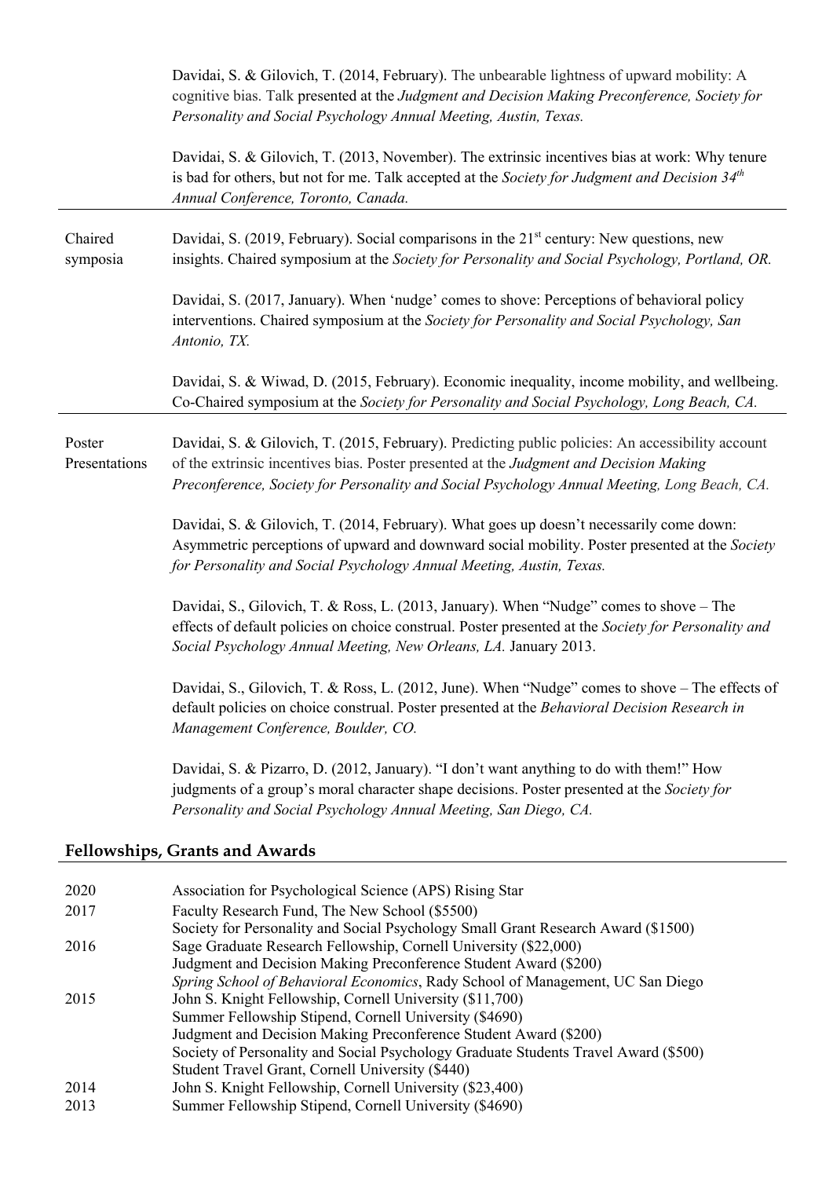Davidai, S. & Gilovich, T. (2014, February). The unbearable lightness of upward mobility: A cognitive bias. Talk presented at the *Judgment and Decision Making Preconference, Society for Personality and Social Psychology Annual Meeting, Austin, Texas.*

Davidai, S. & Gilovich, T. (2013, November). The extrinsic incentives bias at work: Why tenure is bad for others, but not for me. Talk accepted at the *Society for Judgment and Decision 34th Annual Conference, Toronto, Canada.*

---

**Chaired symposia**

Davidai, S. (2019, February). Social comparisons in the 21st century: New questions, new insights. Chaired symposium at the *Society for Personality and Social Psychology, Portland, OR.*

Davidai, S. (2017, January). When 'nudge' comes to shove: Perceptions of behavioral policy interventions. Chaired symposium at the *Society for Personality and Social Psychology, San Antonio, TX.*

Davidai, S. & Wiwad, D. (2015, February). Economic inequality, income mobility, and wellbeing. Co-Chaired symposium at the *Society for Personality and Social Psychology, Long Beach, CA.*

---

**Poster Presentations**

Davidai, S. & Gilovich, T. (2015, February). Predicting public policies: An accessibility account of the extrinsic incentives bias. Poster presented at the *Judgment and Decision Making Preconference, Society for Personality and Social Psychology Annual Meeting, Long Beach, CA.*

Davidai, S. & Gilovich, T. (2014, February). What goes up doesn't necessarily come down: Asymmetric perceptions of upward and downward social mobility. Poster presented at the *Society for Personality and Social Psychology Annual Meeting, Austin, Texas.*

Davidai, S., Gilovich, T. & Ross, L. (2013, January). When "Nudge" comes to shove – The effects of default policies on choice construal. Poster presented at the *Society for Personality and Social Psychology Annual Meeting, New Orleans, LA.* January 2013.

Davidai, S., Gilovich, T. & Ross, L. (2012, June). When "Nudge" comes to shove – The effects of default policies on choice construal. Poster presented at the *Behavioral Decision Research in Management Conference, Boulder, CO.*

Davidai, S. & Pizarro, D. (2012, January). "I don't want anything to do with them!" How judgments of a group's moral character shape decisions. Poster presented at the *Society for Personality and Social Psychology Annual Meeting, San Diego, CA.*

## Fellowships, Grants and Awards

| | |
|---|---|
| 2020 | Association for Psychological Science (APS) Rising Star |
| 2017 | Faculty Research Fund, The New School ($5500) |
| | Society for Personality and Social Psychology Small Grant Research Award ($1500) |
| 2016 | Sage Graduate Research Fellowship, Cornell University ($22,000) |
| | Judgment and Decision Making Preconference Student Award ($200) |
| | *Spring School of Behavioral Economics*, Rady School of Management, UC San Diego |
| 2015 | John S. Knight Fellowship, Cornell University ($11,700) |
| | Summer Fellowship Stipend, Cornell University ($4690) |
| | Judgment and Decision Making Preconference Student Award ($200) |
| | Society of Personality and Social Psychology Graduate Students Travel Award ($500) |
| | Student Travel Grant, Cornell University ($440) |
| 2014 | John S. Knight Fellowship, Cornell University ($23,400) |
| 2013 | Summer Fellowship Stipend, Cornell University ($4690) |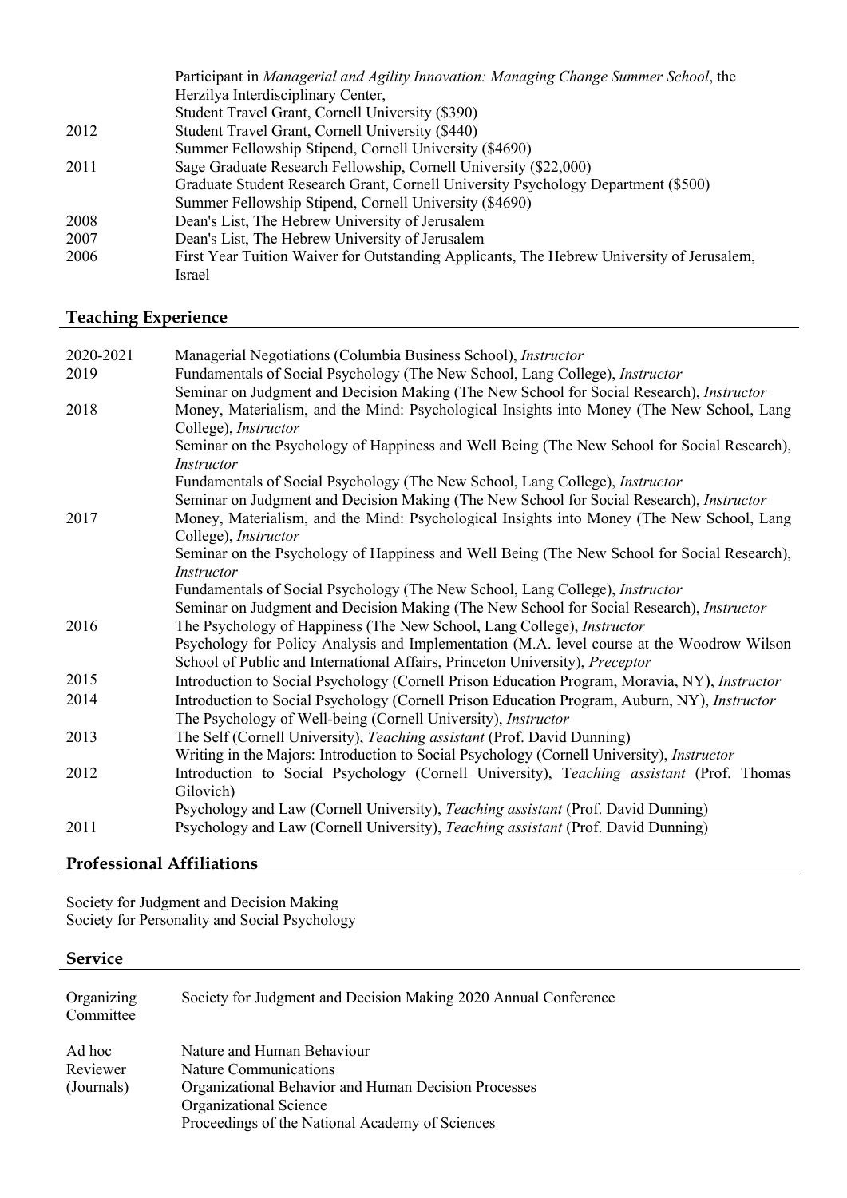| | |
|---|---|
| | Participant in *Managerial and Agility Innovation: Managing Change Summer School*, the Herzilya Interdisciplinary Center, |
| | Student Travel Grant, Cornell University ($390) |
| 2012 | Student Travel Grant, Cornell University ($440) |
| | Summer Fellowship Stipend, Cornell University ($4690) |
| 2011 | Sage Graduate Research Fellowship, Cornell University ($22,000) |
| | Graduate Student Research Grant, Cornell University Psychology Department ($500) |
| | Summer Fellowship Stipend, Cornell University ($4690) |
| 2008 | Dean's List, The Hebrew University of Jerusalem |
| 2007 | Dean's List, The Hebrew University of Jerusalem |
| 2006 | First Year Tuition Waiver for Outstanding Applicants, The Hebrew University of Jerusalem, Israel |

## Teaching Experience

| | |
|---|---|
| 2020-2021 | Managerial Negotiations (Columbia Business School), *Instructor* |
| 2019 | Fundamentals of Social Psychology (The New School, Lang College), *Instructor* |
| | Seminar on Judgment and Decision Making (The New School for Social Research), *Instructor* |
| 2018 | Money, Materialism, and the Mind: Psychological Insights into Money (The New School, Lang College), *Instructor* |
| | Seminar on the Psychology of Happiness and Well Being (The New School for Social Research), *Instructor* |
| | Fundamentals of Social Psychology (The New School, Lang College), *Instructor* |
| | Seminar on Judgment and Decision Making (The New School for Social Research), *Instructor* |
| 2017 | Money, Materialism, and the Mind: Psychological Insights into Money (The New School, Lang College), *Instructor* |
| | Seminar on the Psychology of Happiness and Well Being (The New School for Social Research), *Instructor* |
| | Fundamentals of Social Psychology (The New School, Lang College), *Instructor* |
| | Seminar on Judgment and Decision Making (The New School for Social Research), *Instructor* |
| 2016 | The Psychology of Happiness (The New School, Lang College), *Instructor* |
| | Psychology for Policy Analysis and Implementation (M.A. level course at the Woodrow Wilson School of Public and International Affairs, Princeton University), *Preceptor* |
| 2015 | Introduction to Social Psychology (Cornell Prison Education Program, Moravia, NY), *Instructor* |
| 2014 | Introduction to Social Psychology (Cornell Prison Education Program, Auburn, NY), *Instructor* |
| | The Psychology of Well-being (Cornell University), *Instructor* |
| 2013 | The Self (Cornell University), *Teaching assistant* (Prof. David Dunning) |
| | Writing in the Majors: Introduction to Social Psychology (Cornell University), *Instructor* |
| 2012 | Introduction to Social Psychology (Cornell University), *Teaching assistant* (Prof. Thomas Gilovich) |
| | Psychology and Law (Cornell University), *Teaching assistant* (Prof. David Dunning) |
| 2011 | Psychology and Law (Cornell University), *Teaching assistant* (Prof. David Dunning) |

## Professional Affiliations

Society for Judgment and Decision Making
Society for Personality and Social Psychology

## Service

| | |
|---|---|
| Organizing Committee | Society for Judgment and Decision Making 2020 Annual Conference |
| Ad hoc Reviewer (Journals) | Nature and Human Behaviour |
| | Nature Communications |
| | Organizational Behavior and Human Decision Processes |
| | Organizational Science |
| | Proceedings of the National Academy of Sciences |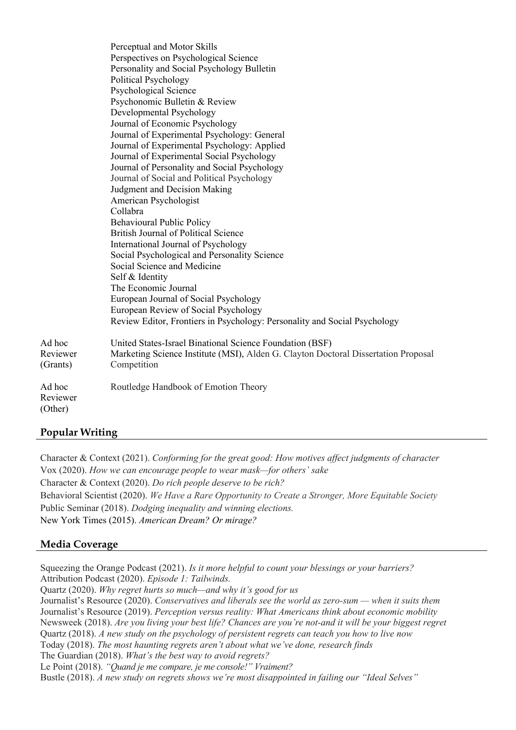Perceptual and Motor Skills  
Perspectives on Psychological Science  
Personality and Social Psychology Bulletin  
Political Psychology  
Psychological Science  
Psychonomic Bulletin & Review  
Developmental Psychology  
Journal of Economic Psychology  
Journal of Experimental Psychology: General  
Journal of Experimental Psychology: Applied  
Journal of Experimental Social Psychology  
Journal of Personality and Social Psychology  
Journal of Social and Political Psychology  
Judgment and Decision Making  
American Psychologist  
Collabra  
Behavioural Public Policy  
British Journal of Political Science  
International Journal of Psychology  
Social Psychological and Personality Science  
Social Science and Medicine  
Self & Identity  
The Economic Journal  
European Journal of Social Psychology  
European Review of Social Psychology  
Review Editor, Frontiers in Psychology: Personality and Social Psychology

| | |
|---|---|
| Ad hoc Reviewer (Grants) | United States-Israel Binational Science Foundation (BSF)<br>Marketing Science Institute (MSI), Alden G. Clayton Doctoral Dissertation Proposal Competition |
| Ad hoc Reviewer (Other) | Routledge Handbook of Emotion Theory |

## Popular Writing

Character & Context (2021). *Conforming for the great good: How motives affect judgments of character*  
Vox (2020). *How we can encourage people to wear mask—for others' sake*  
Character & Context (2020). *Do rich people deserve to be rich?*  
Behavioral Scientist (2020). *We Have a Rare Opportunity to Create a Stronger, More Equitable Society*  
Public Seminar (2018). *Dodging inequality and winning elections.*  
New York Times (2015). *American Dream? Or mirage?*

## Media Coverage

Squeezing the Orange Podcast (2021). *Is it more helpful to count your blessings or your barriers?*  
Attribution Podcast (2020). *Episode 1: Tailwinds.*  
Quartz (2020). *Why regret hurts so much—and why it's good for us*  
Journalist's Resource (2020). *Conservatives and liberals see the world as zero-sum — when it suits them*  
Journalist's Resource (2019). *Perception versus reality: What Americans think about economic mobility*  
Newsweek (2018). *Are you living your best life? Chances are you're not-and it will be your biggest regret*  
Quartz (2018). *A new study on the psychology of persistent regrets can teach you how to live now*  
Today (2018). *The most haunting regrets aren't about what we've done, research finds*  
The Guardian (2018). *What's the best way to avoid regrets?*  
Le Point (2018). *"Quand je me compare, je me console!" Vraiment?*  
Bustle (2018). *A new study on regrets shows we're most disappointed in failing our "Ideal Selves"*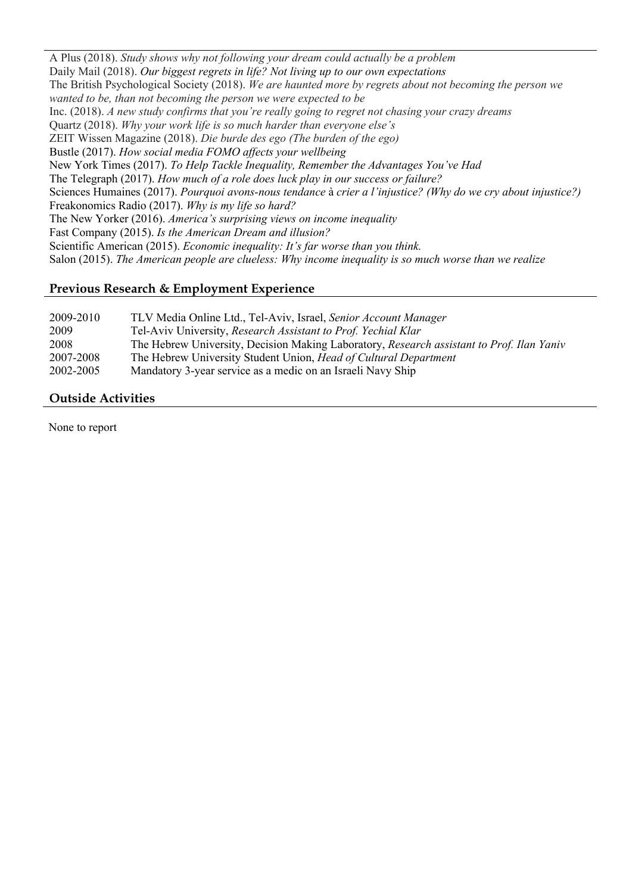A Plus (2018). *Study shows why not following your dream could actually be a problem*
Daily Mail (2018). *Our biggest regrets in life? Not living up to our own expectations*
The British Psychological Society (2018). *We are haunted more by regrets about not becoming the person we wanted to be, than not becoming the person we were expected to be*
Inc. (2018). *A new study confirms that you're really going to regret not chasing your crazy dreams*
Quartz (2018). *Why your work life is so much harder than everyone else's*
ZEIT Wissen Magazine (2018). *Die burde des ego (The burden of the ego)*
Bustle (2017). *How social media FOMO affects your wellbeing*
New York Times (2017). *To Help Tackle Inequality, Remember the Advantages You've Had*
The Telegraph (2017). *How much of a role does luck play in our success or failure?*
Sciences Humaines (2017). *Pourquoi avons-nous tendance* à *crier a l'injustice? (Why do we cry about injustice?)*
Freakonomics Radio (2017). *Why is my life so hard?*
The New Yorker (2016). *America's surprising views on income inequality*
Fast Company (2015). *Is the American Dream and illusion?*
Scientific American (2015). *Economic inequality: It's far worse than you think.*
Salon (2015). *The American people are clueless: Why income inequality is so much worse than we realize*

## Previous Research & Employment Experience

| | |
|---|---|
| 2009-2010 | TLV Media Online Ltd., Tel-Aviv, Israel, *Senior Account Manager* |
| 2009 | Tel-Aviv University, *Research Assistant to Prof. Yechial Klar* |
| 2008 | The Hebrew University, Decision Making Laboratory, *Research assistant to Prof. Ilan Yaniv* |
| 2007-2008 | The Hebrew University Student Union, *Head of Cultural Department* |
| 2002-2005 | Mandatory 3-year service as a medic on an Israeli Navy Ship |

## Outside Activities

None to report